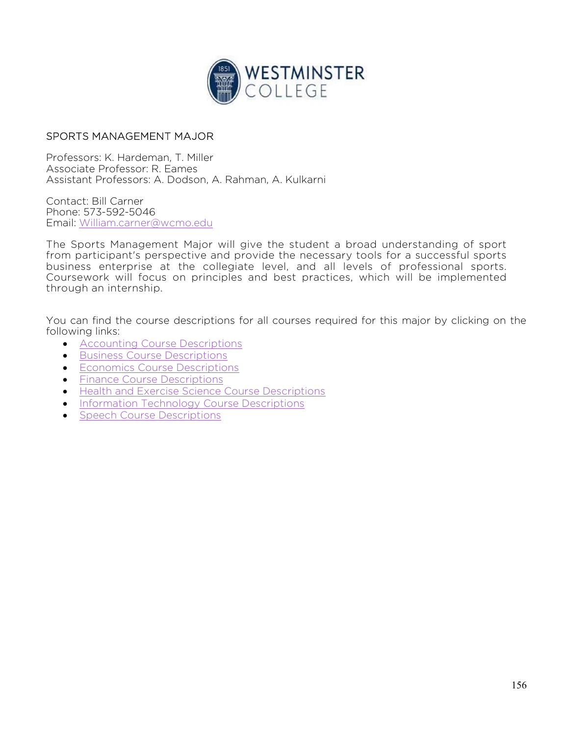# SPORTS MANAGEMENT MAJOR

Professors: K. Hardeman, T. Miller
Associate Professor: R. Eames
Assistant Professors: A. Dodson, A. Rahman, A. Kulkarni

Contact: Bill Carner
Phone: 573-592-5046
Email: William.carner@wcmo.edu

The Sports Management Major will give the student a broad understanding of sport from participant's perspective and provide the necessary tools for a successful sports business enterprise at the collegiate level, and all levels of professional sports. Coursework will focus on principles and best practices, which will be implemented through an internship.

You can find the course descriptions for all courses required for this major by clicking on the following links:

- Accounting Course Descriptions
- Business Course Descriptions
- Economics Course Descriptions
- Finance Course Descriptions
- Health and Exercise Science Course Descriptions
- Information Technology Course Descriptions
- Speech Course Descriptions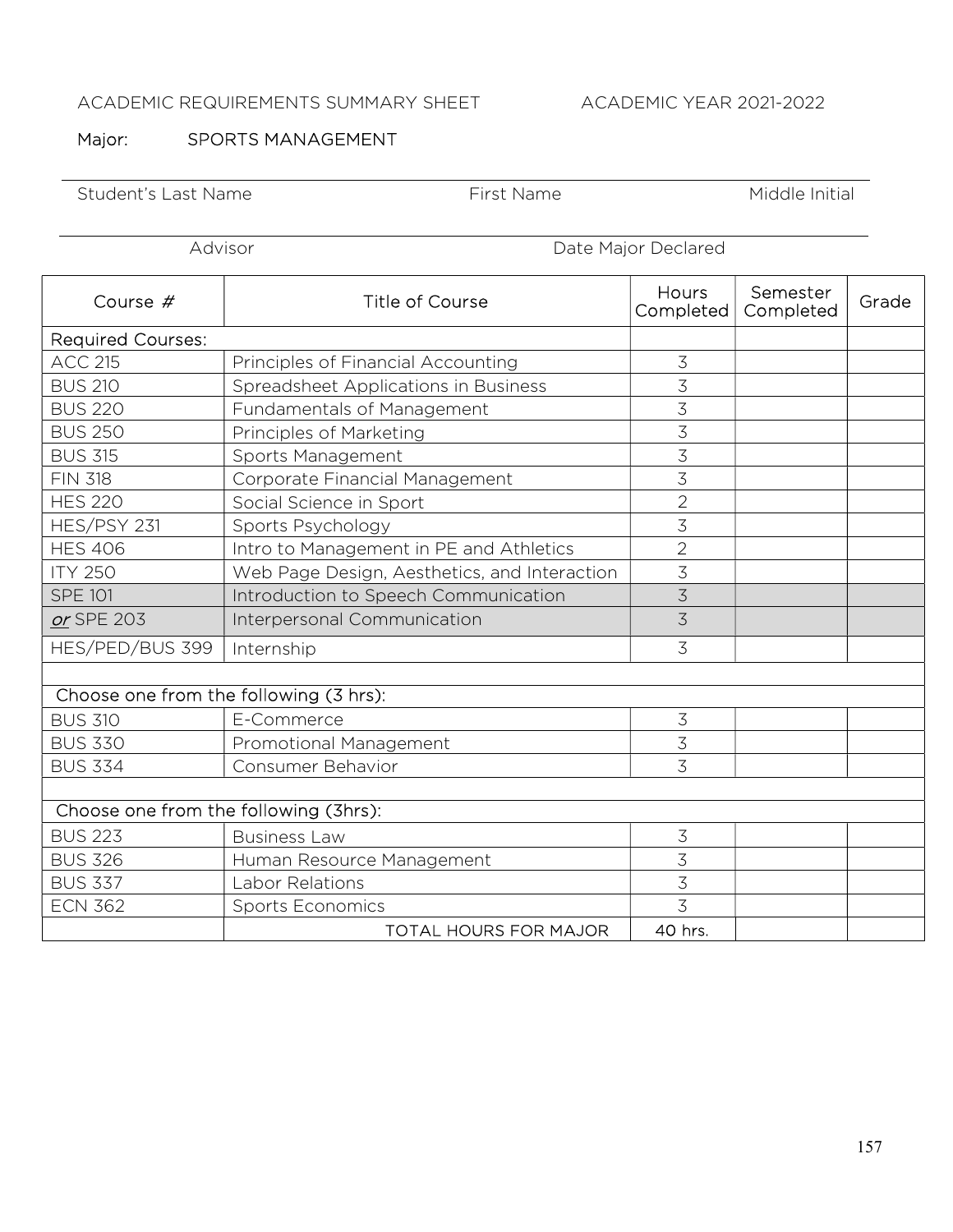ACADEMIC REQUIREMENTS SUMMARY SHEET ACADEMIC YEAR 2021-2022

Major: SPORTS MANAGEMENT

Student's Last Name First Name Middle Initial

Advisor Date Major Declared

| Course # | Title of Course | Hours Completed | Semester Completed | Grade |
|---|---|---|---|---|
| Required Courses: | | | | |
| ACC 215 | Principles of Financial Accounting | 3 | | |
| BUS 210 | Spreadsheet Applications in Business | 3 | | |
| BUS 220 | Fundamentals of Management | 3 | | |
| BUS 250 | Principles of Marketing | 3 | | |
| BUS 315 | Sports Management | 3 | | |
| FIN 318 | Corporate Financial Management | 3 | | |
| HES 220 | Social Science in Sport | 2 | | |
| HES/PSY 231 | Sports Psychology | 3 | | |
| HES 406 | Intro to Management in PE and Athletics | 2 | | |
| ITY 250 | Web Page Design, Aesthetics, and Interaction | 3 | | |
| SPE 101 | Introduction to Speech Communication | 3 | | |
| *or* SPE 203 | Interpersonal Communication | 3 | | |
| HES/PED/BUS 399 | Internship | 3 | | |
| | | | | |
| Choose one from the following (3 hrs): | | | | |
| BUS 310 | E-Commerce | 3 | | |
| BUS 330 | Promotional Management | 3 | | |
| BUS 334 | Consumer Behavior | 3 | | |
| | | | | |
| Choose one from the following (3hrs): | | | | |
| BUS 223 | Business Law | 3 | | |
| BUS 326 | Human Resource Management | 3 | | |
| BUS 337 | Labor Relations | 3 | | |
| ECN 362 | Sports Economics | 3 | | |
| | TOTAL HOURS FOR MAJOR | 40 hrs. | | |